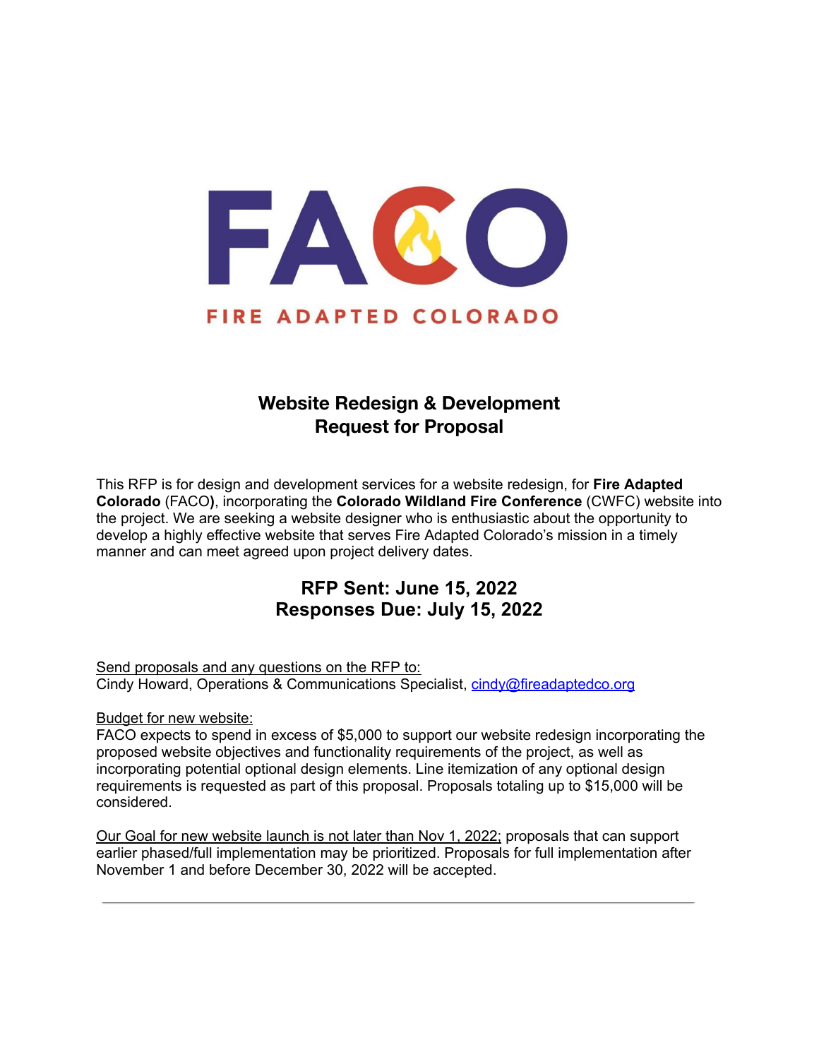# FACO

FIRE ADAPTED COLORADO

## Website Redesign & Development
## Request for Proposal

This RFP is for design and development services for a website redesign, for **Fire Adapted Colorado** (FACO**)**, incorporating the **Colorado Wildland Fire Conference** (CWFC) website into the project. We are seeking a website designer who is enthusiastic about the opportunity to develop a highly effective website that serves Fire Adapted Colorado's mission in a timely manner and can meet agreed upon project delivery dates.

## RFP Sent: June 15, 2022
## Responses Due: July 15, 2022

Send proposals and any questions on the RFP to:
Cindy Howard, Operations & Communications Specialist, cindy@fireadaptedco.org

Budget for new website:
FACO expects to spend in excess of $5,000 to support our website redesign incorporating the proposed website objectives and functionality requirements of the project, as well as incorporating potential optional design elements. Line itemization of any optional design requirements is requested as part of this proposal. Proposals totaling up to $15,000 will be considered.

Our Goal for new website launch is not later than Nov 1, 2022; proposals that can support earlier phased/full implementation may be prioritized. Proposals for full implementation after November 1 and before December 30, 2022 will be accepted.

---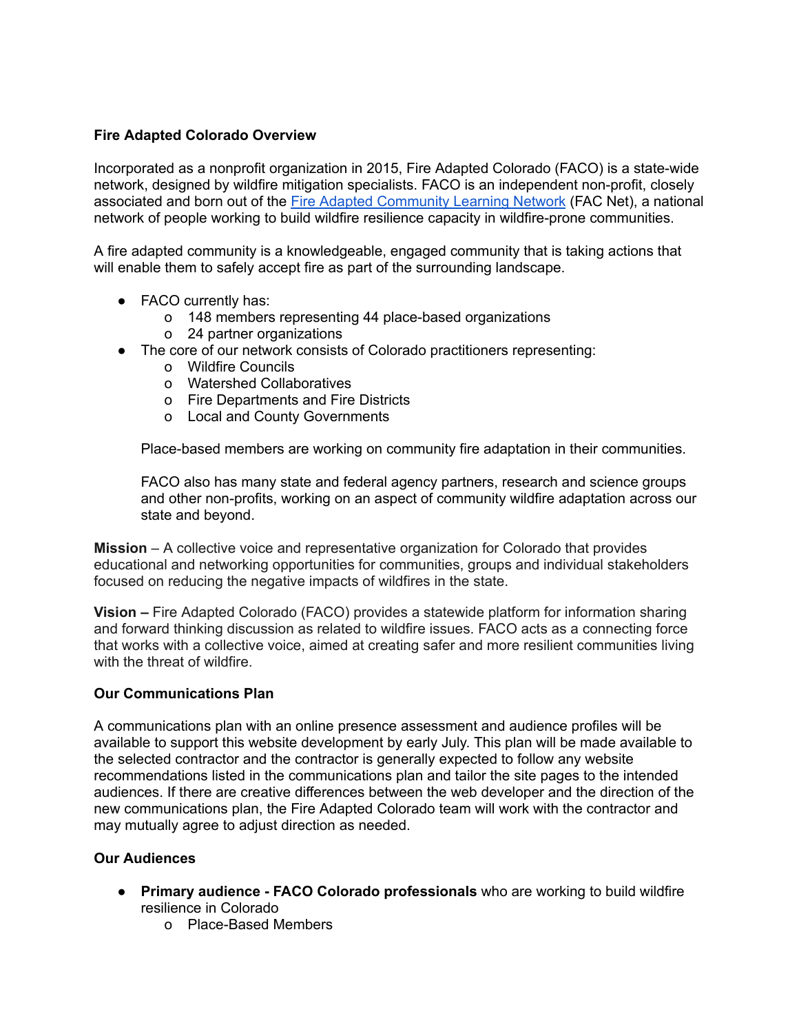**Fire Adapted Colorado Overview**

Incorporated as a nonprofit organization in 2015, Fire Adapted Colorado (FACO) is a state-wide network, designed by wildfire mitigation specialists. FACO is an independent non-profit, closely associated and born out of the [Fire Adapted Community Learning Network](https://fireadaptednetwork.org) (FAC Net), a national network of people working to build wildfire resilience capacity in wildfire-prone communities.

A fire adapted community is a knowledgeable, engaged community that is taking actions that will enable them to safely accept fire as part of the surrounding landscape.

- FACO currently has:
  - 148 members representing 44 place-based organizations
  - 24 partner organizations
- The core of our network consists of Colorado practitioners representing:
  - Wildfire Councils
  - Watershed Collaboratives
  - Fire Departments and Fire Districts
  - Local and County Governments

  Place-based members are working on community fire adaptation in their communities.

  FACO also has many state and federal agency partners, research and science groups and other non-profits, working on an aspect of community wildfire adaptation across our state and beyond.

**Mission** – A collective voice and representative organization for Colorado that provides educational and networking opportunities for communities, groups and individual stakeholders focused on reducing the negative impacts of wildfires in the state.

**Vision –** Fire Adapted Colorado (FACO) provides a statewide platform for information sharing and forward thinking discussion as related to wildfire issues. FACO acts as a connecting force that works with a collective voice, aimed at creating safer and more resilient communities living with the threat of wildfire.

**Our Communications Plan**

A communications plan with an online presence assessment and audience profiles will be available to support this website development by early July. This plan will be made available to the selected contractor and the contractor is generally expected to follow any website recommendations listed in the communications plan and tailor the site pages to the intended audiences. If there are creative differences between the web developer and the direction of the new communications plan, the Fire Adapted Colorado team will work with the contractor and may mutually agree to adjust direction as needed.

**Our Audiences**

- **Primary audience - FACO Colorado professionals** who are working to build wildfire resilience in Colorado
  - Place-Based Members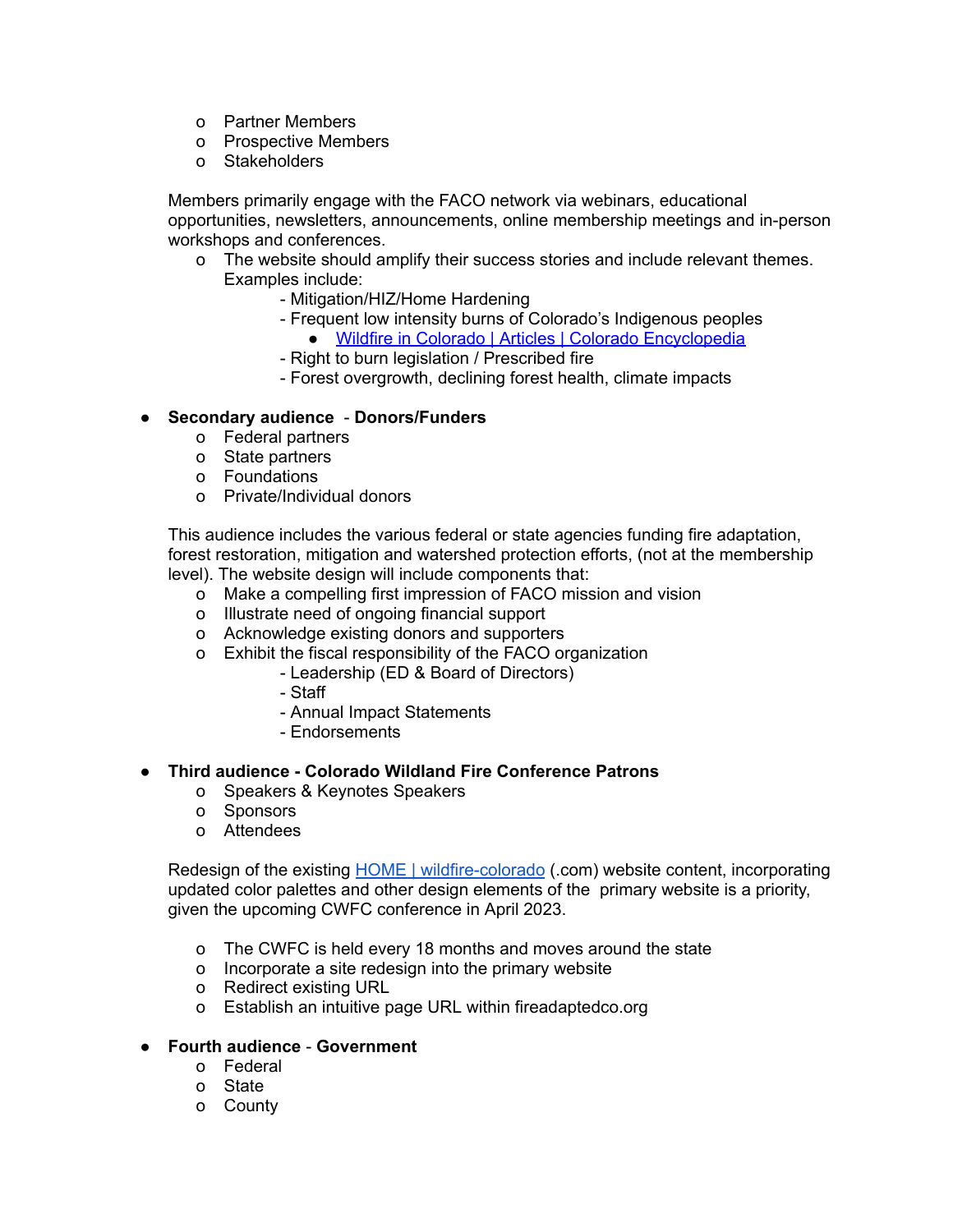- o Partner Members
  - o Prospective Members
  - o Stakeholders

  Members primarily engage with the FACO network via webinars, educational opportunities, newsletters, announcements, online membership meetings and in-person workshops and conferences.

  - o The website should amplify their success stories and include relevant themes. Examples include:
    - Mitigation/HIZ/Home Hardening
    - Frequent low intensity burns of Colorado's Indigenous peoples
      - [Wildfire in Colorado | Articles | Colorado Encyclopedia]()
    - Right to burn legislation / Prescribed fire
    - Forest overgrowth, declining forest health, climate impacts

- **Secondary audience** - **Donors/Funders**
  - o Federal partners
  - o State partners
  - o Foundations
  - o Private/Individual donors

  This audience includes the various federal or state agencies funding fire adaptation, forest restoration, mitigation and watershed protection efforts, (not at the membership level). The website design will include components that:

  - o Make a compelling first impression of FACO mission and vision
  - o Illustrate need of ongoing financial support
  - o Acknowledge existing donors and supporters
  - o Exhibit the fiscal responsibility of the FACO organization
    - Leadership (ED & Board of Directors)
    - Staff
    - Annual Impact Statements
    - Endorsements

- **Third audience - Colorado Wildland Fire Conference Patrons**
  - o Speakers & Keynotes Speakers
  - o Sponsors
  - o Attendees

  Redesign of the existing [HOME | wildfire-colorado]() (.com) website content, incorporating updated color palettes and other design elements of the primary website is a priority, given the upcoming CWFC conference in April 2023.

  - o The CWFC is held every 18 months and moves around the state
  - o Incorporate a site redesign into the primary website
  - o Redirect existing URL
  - o Establish an intuitive page URL within fireadaptedco.org

- **Fourth audience** - **Government**
  - o Federal
  - o State
  - o County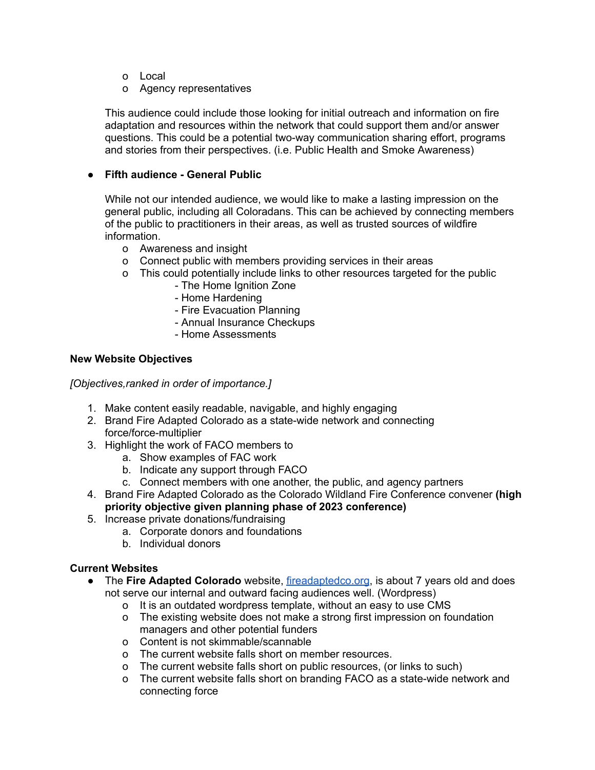- Local
- Agency representatives

This audience could include those looking for initial outreach and information on fire adaptation and resources within the network that could support them and/or answer questions. This could be a potential two-way communication sharing effort, programs and stories from their perspectives. (i.e. Public Health and Smoke Awareness)

- **Fifth audience - General Public**

  While not our intended audience, we would like to make a lasting impression on the general public, including all Coloradans. This can be achieved by connecting members of the public to practitioners in their areas, as well as trusted sources of wildfire information.
  - Awareness and insight
  - Connect public with members providing services in their areas
  - This could potentially include links to other resources targeted for the public
    - The Home Ignition Zone
    - Home Hardening
    - Fire Evacuation Planning
    - Annual Insurance Checkups
    - Home Assessments

**New Website Objectives**

*[Objectives,ranked in order of importance.]*

1. Make content easily readable, navigable, and highly engaging
2. Brand Fire Adapted Colorado as a state-wide network and connecting force/force-multiplier
3. Highlight the work of FACO members to
   a. Show examples of FAC work
   b. Indicate any support through FACO
   c. Connect members with one another, the public, and agency partners
4. Brand Fire Adapted Colorado as the Colorado Wildland Fire Conference convener **(high priority objective given planning phase of 2023 conference)**
5. Increase private donations/fundraising
   a. Corporate donors and foundations
   b. Individual donors

**Current Websites**

- The **Fire Adapted Colorado** website, [fireadaptedco.org](fireadaptedco.org), is about 7 years old and does not serve our internal and outward facing audiences well. (Wordpress)
  - It is an outdated wordpress template, without an easy to use CMS
  - The existing website does not make a strong first impression on foundation managers and other potential funders
  - Content is not skimmable/scannable
  - The current website falls short on member resources.
  - The current website falls short on public resources, (or links to such)
  - The current website falls short on branding FACO as a state-wide network and connecting force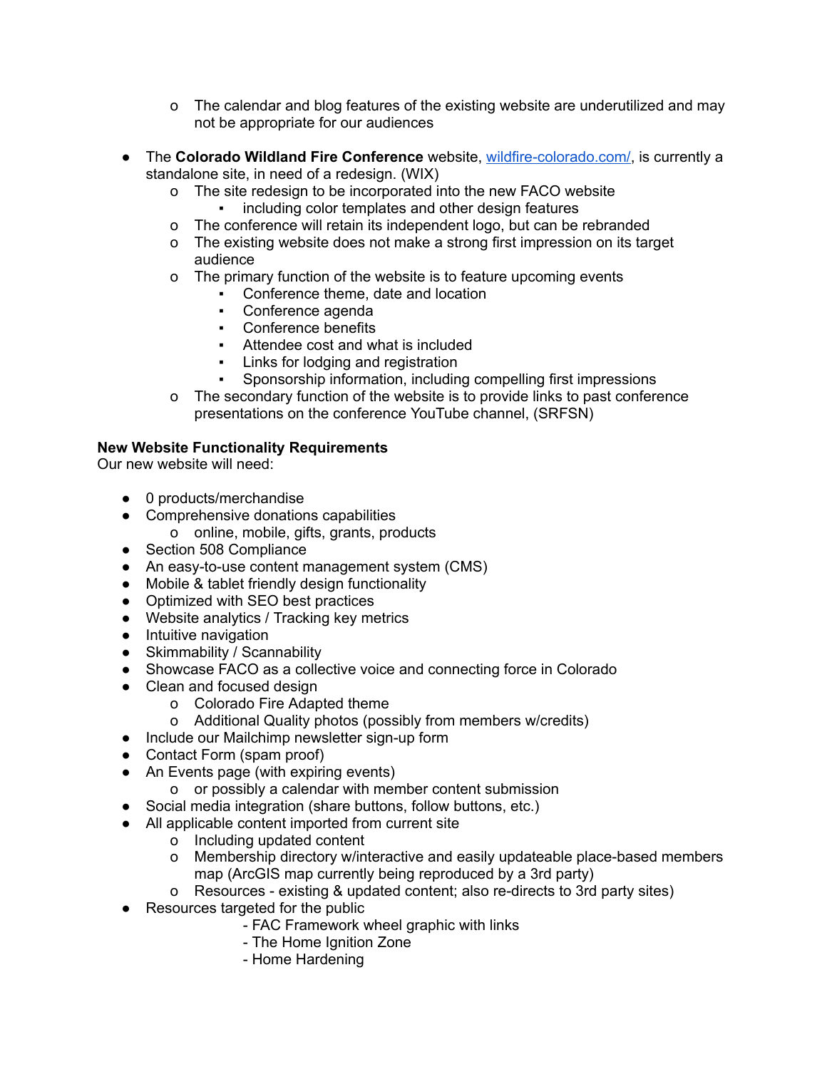- The calendar and blog features of the existing website are underutilized and may not be appropriate for our audiences

- The **Colorado Wildland Fire Conference** website, [wildfire-colorado.com/](wildfire-colorado.com/), is currently a standalone site, in need of a redesign. (WIX)
    - The site redesign to be incorporated into the new FACO website
        - including color templates and other design features
    - The conference will retain its independent logo, but can be rebranded
    - The existing website does not make a strong first impression on its target audience
    - The primary function of the website is to feature upcoming events
        - Conference theme, date and location
        - Conference agenda
        - Conference benefits
        - Attendee cost and what is included
        - Links for lodging and registration
        - Sponsorship information, including compelling first impressions
    - The secondary function of the website is to provide links to past conference presentations on the conference YouTube channel, (SRFSN)

**New Website Functionality Requirements**
Our new website will need:

- 0 products/merchandise
- Comprehensive donations capabilities
    - online, mobile, gifts, grants, products
- Section 508 Compliance
- An easy-to-use content management system (CMS)
- Mobile & tablet friendly design functionality
- Optimized with SEO best practices
- Website analytics / Tracking key metrics
- Intuitive navigation
- Skimmability / Scannability
- Showcase FACO as a collective voice and connecting force in Colorado
- Clean and focused design
    - Colorado Fire Adapted theme
    - Additional Quality photos (possibly from members w/credits)
- Include our Mailchimp newsletter sign-up form
- Contact Form (spam proof)
- An Events page (with expiring events)
    - or possibly a calendar with member content submission
- Social media integration (share buttons, follow buttons, etc.)
- All applicable content imported from current site
    - Including updated content
    - Membership directory w/interactive and easily updateable place-based members map (ArcGIS map currently being reproduced by a 3rd party)
    - Resources - existing & updated content; also re-directs to 3rd party sites)
- Resources targeted for the public
    - FAC Framework wheel graphic with links
    - The Home Ignition Zone
    - Home Hardening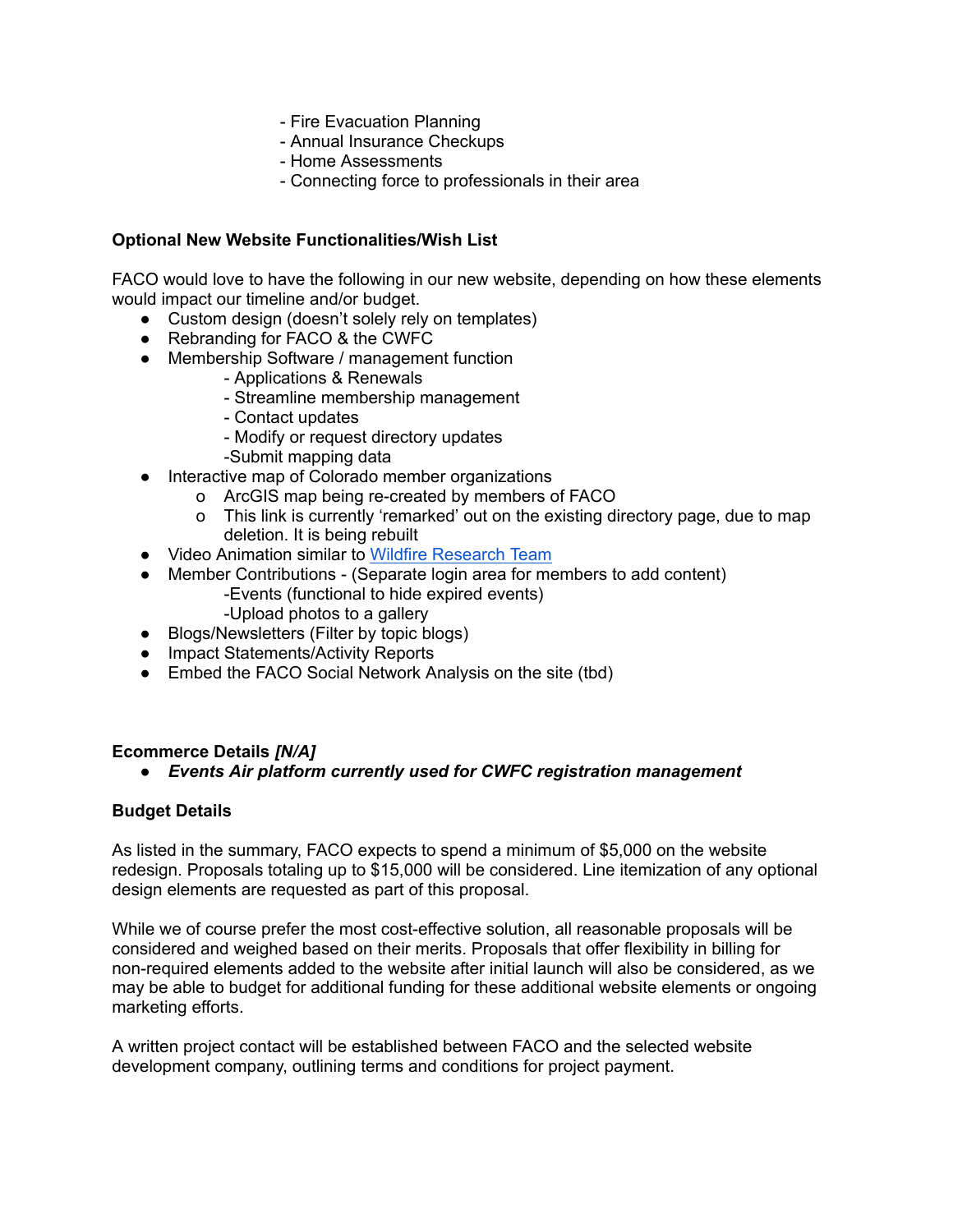- Fire Evacuation Planning
- Annual Insurance Checkups
- Home Assessments
- Connecting force to professionals in their area

**Optional New Website Functionalities/Wish List**

FACO would love to have the following in our new website, depending on how these elements would impact our timeline and/or budget.

- Custom design (doesn't solely rely on templates)
- Rebranding for FACO & the CWFC
- Membership Software / management function
  - Applications & Renewals
  - Streamline membership management
  - Contact updates
  - Modify or request directory updates
  - Submit mapping data
- Interactive map of Colorado member organizations
  - ArcGIS map being re-created by members of FACO
  - This link is currently 'remarked' out on the existing directory page, due to map deletion. It is being rebuilt
- Video Animation similar to [Wildfire Research Team]
- Member Contributions - (Separate login area for members to add content)
  - Events (functional to hide expired events)
  - Upload photos to a gallery
- Blogs/Newsletters (Filter by topic blogs)
- Impact Statements/Activity Reports
- Embed the FACO Social Network Analysis on the site (tbd)

**Ecommerce Details** ***[N/A]***

- ***Events Air platform currently used for CWFC registration management***

**Budget Details**

As listed in the summary, FACO expects to spend a minimum of $5,000 on the website redesign. Proposals totaling up to $15,000 will be considered. Line itemization of any optional design elements are requested as part of this proposal.

While we of course prefer the most cost-effective solution, all reasonable proposals will be considered and weighed based on their merits. Proposals that offer flexibility in billing for non-required elements added to the website after initial launch will also be considered, as we may be able to budget for additional funding for these additional website elements or ongoing marketing efforts.

A written project contact will be established between FACO and the selected website development company, outlining terms and conditions for project payment.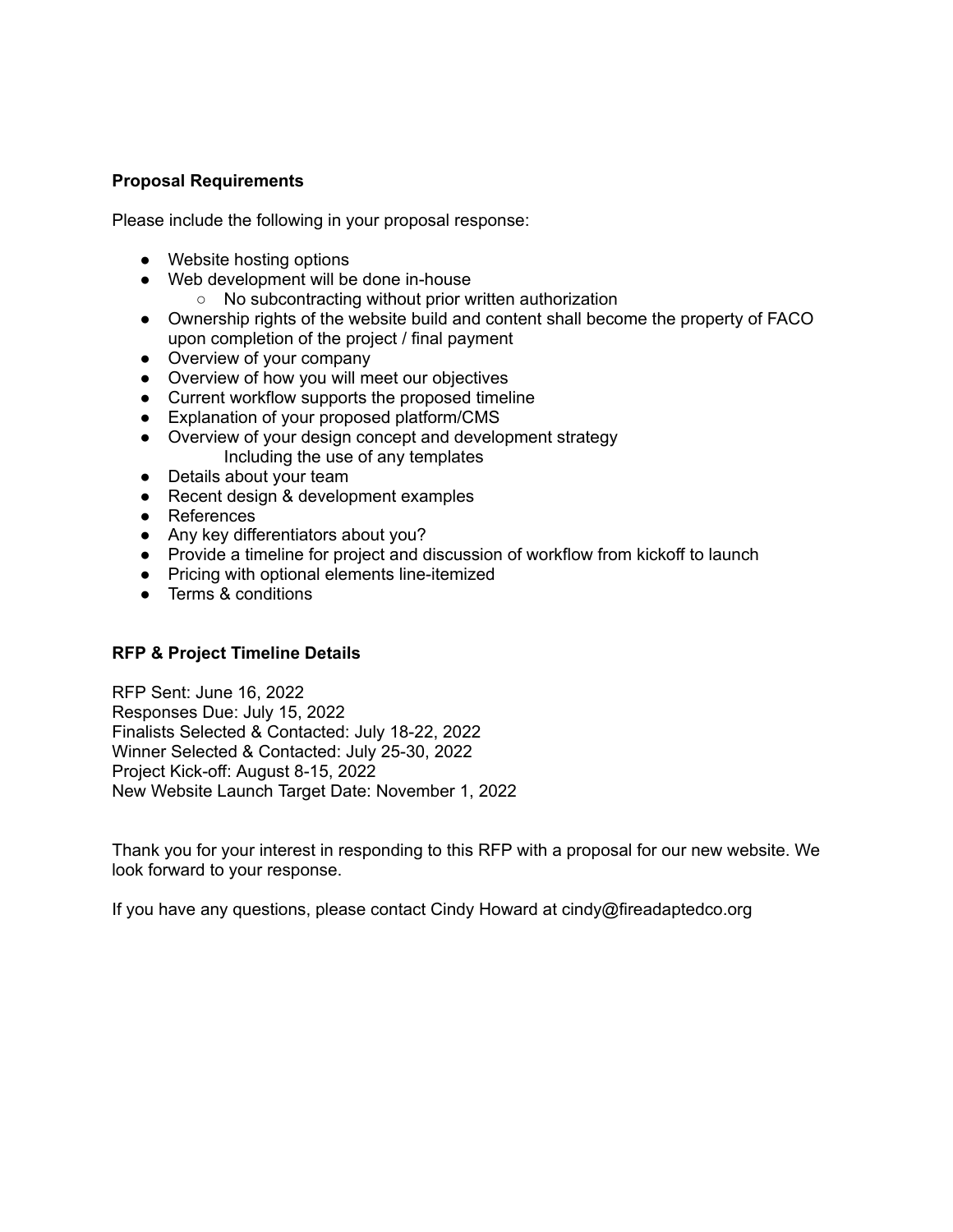**Proposal Requirements**

Please include the following in your proposal response:

- Website hosting options
- Web development will be done in-house
    - No subcontracting without prior written authorization
- Ownership rights of the website build and content shall become the property of FACO upon completion of the project / final payment
- Overview of your company
- Overview of how you will meet our objectives
- Current workflow supports the proposed timeline
- Explanation of your proposed platform/CMS
- Overview of your design concept and development strategy
  Including the use of any templates
- Details about your team
- Recent design & development examples
- References
- Any key differentiators about you?
- Provide a timeline for project and discussion of workflow from kickoff to launch
- Pricing with optional elements line-itemized
- Terms & conditions

**RFP & Project Timeline Details**

RFP Sent: June 16, 2022
Responses Due: July 15, 2022
Finalists Selected & Contacted: July 18-22, 2022
Winner Selected & Contacted: July 25-30, 2022
Project Kick-off: August 8-15, 2022
New Website Launch Target Date: November 1, 2022

Thank you for your interest in responding to this RFP with a proposal for our new website. We look forward to your response.

If you have any questions, please contact Cindy Howard at cindy@fireadaptedco.org